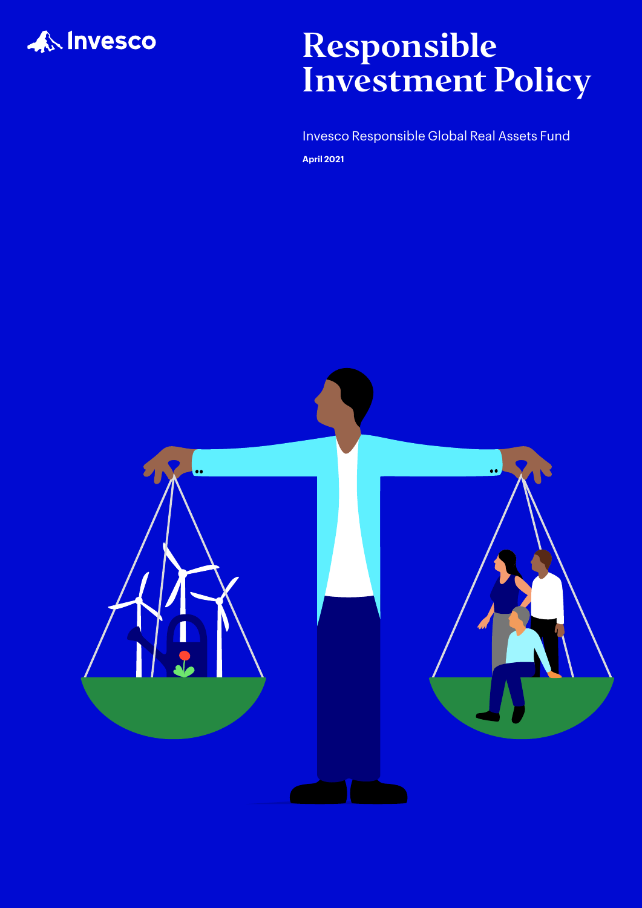Invesco

# Responsible Investment Policy

Invesco Responsible Global Real Assets Fund

**April 2021**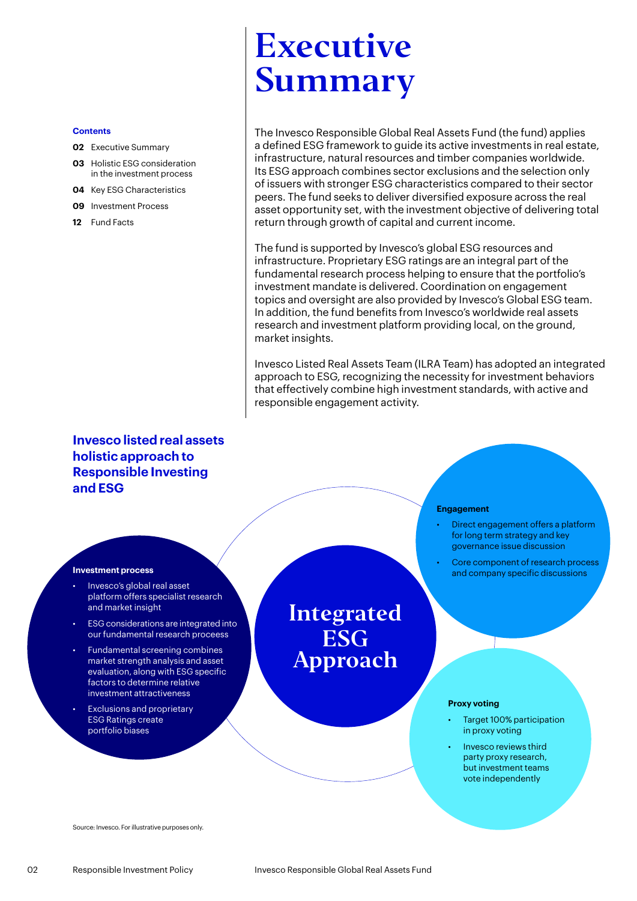**Contents**

- **02** Executive Summary
- **03** Holistic ESG consideration in the investment process
- **04** Key ESG Characteristics
- **09** Investment Process
- **12** Fund Facts

# Executive Summary

The Invesco Responsible Global Real Assets Fund (the fund) applies a defined ESG framework to guide its active investments in real estate, infrastructure, natural resources and timber companies worldwide. Its ESG approach combines sector exclusions and the selection only of issuers with stronger ESG characteristics compared to their sector peers. The fund seeks to deliver diversified exposure across the real asset opportunity set, with the investment objective of delivering total return through growth of capital and current income.

The fund is supported by Invesco's global ESG resources and infrastructure. Proprietary ESG ratings are an integral part of the fundamental research process helping to ensure that the portfolio's investment mandate is delivered. Coordination on engagement topics and oversight are also provided by Invesco's Global ESG team. In addition, the fund benefits from Invesco's worldwide real assets research and investment platform providing local, on the ground, market insights.

Invesco Listed Real Assets Team (ILRA Team) has adopted an integrated approach to ESG, recognizing the necessity for investment behaviors that effectively combine high investment standards, with active and responsible engagement activity.

## Invesco listed real assets holistic approach to Responsible Investing and ESG

### Integrated ESG Approach

**Investment process**

- Invesco's global real asset platform offers specialist research and market insight
- ESG considerations are integrated into our fundamental research proceess
- Fundamental screening combines market strength analysis and asset evaluation, along with ESG specific factors to determine relative investment attractiveness
- Exclusions and proprietary ESG Ratings create portfolio biases

**Engagement**

- Direct engagement offers a platform for long term strategy and key governance issue discussion
- Core component of research process and company specific discussions

**Proxy voting**

- Target 100% participation in proxy voting
- Invesco reviews third party proxy research, but investment teams vote independently

Source: Invesco. For illustrative purposes only.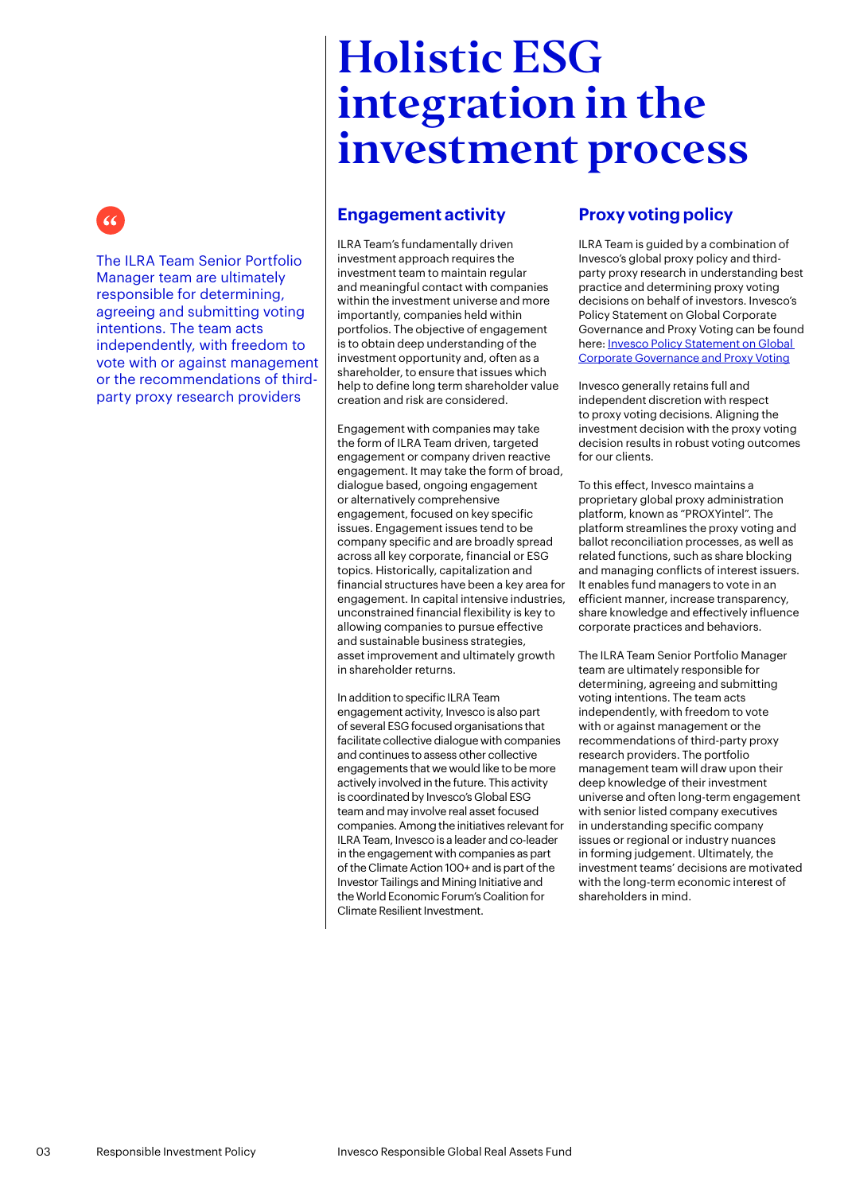# Holistic ESG integration in the investment process

> The ILRA Team Senior Portfolio Manager team are ultimately responsible for determining, agreeing and submitting voting intentions. The team acts independently, with freedom to vote with or against management or the recommendations of third-party proxy research providers

## Engagement activity

ILRA Team's fundamentally driven investment approach requires the investment team to maintain regular and meaningful contact with companies within the investment universe and more importantly, companies held within portfolios. The objective of engagement is to obtain deep understanding of the investment opportunity and, often as a shareholder, to ensure that issues which help to define long term shareholder value creation and risk are considered.

Engagement with companies may take the form of ILRA Team driven, targeted engagement or company driven reactive engagement. It may take the form of broad, dialogue based, ongoing engagement or alternatively comprehensive engagement, focused on key specific issues. Engagement issues tend to be company specific and are broadly spread across all key corporate, financial or ESG topics. Historically, capitalization and financial structures have been a key area for engagement. In capital intensive industries, unconstrained financial flexibility is key to allowing companies to pursue effective and sustainable business strategies, asset improvement and ultimately growth in shareholder returns.

In addition to specific ILRA Team engagement activity, Invesco is also part of several ESG focused organisations that facilitate collective dialogue with companies and continues to assess other collective engagements that we would like to be more actively involved in the future. This activity is coordinated by Invesco's Global ESG team and may involve real asset focused companies. Among the initiatives relevant for ILRA Team, Invesco is a leader and co-leader in the engagement with companies as part of the Climate Action 100+ and is part of the Investor Tailings and Mining Initiative and the World Economic Forum's Coalition for Climate Resilient Investment.

## Proxy voting policy

ILRA Team is guided by a combination of Invesco's global proxy policy and third-party proxy research in understanding best practice and determining proxy voting decisions on behalf of investors. Invesco's Policy Statement on Global Corporate Governance and Proxy Voting can be found here: Invesco Policy Statement on Global Corporate Governance and Proxy Voting

Invesco generally retains full and independent discretion with respect to proxy voting decisions. Aligning the investment decision with the proxy voting decision results in robust voting outcomes for our clients.

To this effect, Invesco maintains a proprietary global proxy administration platform, known as "PROXYintel". The platform streamlines the proxy voting and ballot reconciliation processes, as well as related functions, such as share blocking and managing conflicts of interest issuers. It enables fund managers to vote in an efficient manner, increase transparency, share knowledge and effectively influence corporate practices and behaviors.

The ILRA Team Senior Portfolio Manager team are ultimately responsible for determining, agreeing and submitting voting intentions. The team acts independently, with freedom to vote with or against management or the recommendations of third-party proxy research providers. The portfolio management team will draw upon their deep knowledge of their investment universe and often long-term engagement with senior listed company executives in understanding specific company issues or regional or industry nuances in forming judgement. Ultimately, the investment teams' decisions are motivated with the long-term economic interest of shareholders in mind.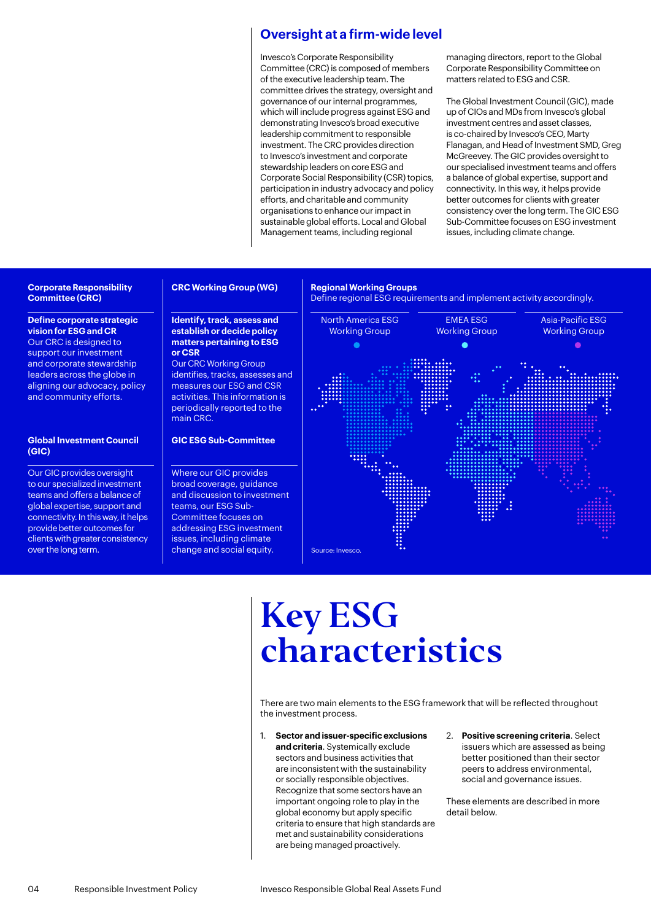## Oversight at a firm-wide level

Invesco's Corporate Responsibility Committee (CRC) is composed of members of the executive leadership team. The committee drives the strategy, oversight and governance of our internal programmes, which will include progress against ESG and demonstrating Invesco's broad executive leadership commitment to responsible investment. The CRC provides direction to Invesco's investment and corporate stewardship leaders on core ESG and Corporate Social Responsibility (CSR) topics, participation in industry advocacy and policy efforts, and charitable and community organisations to enhance our impact in sustainable global efforts. Local and Global Management teams, including regional managing directors, report to the Global Corporate Responsibility Committee on matters related to ESG and CSR.

The Global Investment Council (GIC), made up of CIOs and MDs from Invesco's global investment centres and asset classes, is co-chaired by Invesco's CEO, Marty Flanagan, and Head of Investment SMD, Greg McGreevey. The GIC provides oversight to our specialised investment teams and offers a balance of global expertise, support and connectivity. In this way, it helps provide better outcomes for clients with greater consistency over the long term. The GIC ESG Sub-Committee focuses on ESG investment issues, including climate change.

**Corporate Responsibility Committee (CRC)**

**Define corporate strategic vision for ESG and CR**
Our CRC is designed to support our investment and corporate stewardship leaders across the globe in aligning our advocacy, policy and community efforts.

**CRC Working Group (WG)**

**Identify, track, assess and establish or decide policy matters pertaining to ESG or CSR**
Our CRC Working Group identifies, tracks, assesses and measures our ESG and CSR activities. This information is periodically reported to the main CRC.

**Global Investment Council (GIC)**

Our GIC provides oversight to our specialized investment teams and offers a balance of global expertise, support and connectivity. In this way, it helps provide better outcomes for clients with greater consistency over the long term.

**GIC ESG Sub-Committee**

Where our GIC provides broad coverage, guidance and discussion to investment teams, our ESG Sub-Committee focuses on addressing ESG investment issues, including climate change and social equity.

**Regional Working Groups**
Define regional ESG requirements and implement activity accordingly.

- North America ESG Working Group
- EMEA ESG Working Group
- Asia-Pacific ESG Working Group

Source: Invesco.

# Key ESG characteristics

There are two main elements to the ESG framework that will be reflected throughout the investment process.

1. **Sector and issuer-specific exclusions and criteria**. Systemically exclude sectors and business activities that are inconsistent with the sustainability or socially responsible objectives. Recognize that some sectors have an important ongoing role to play in the global economy but apply specific criteria to ensure that high standards are met and sustainability considerations are being managed proactively.
2. **Positive screening criteria**. Select issuers which are assessed as being better positioned than their sector peers to address environmental, social and governance issues.

These elements are described in more detail below.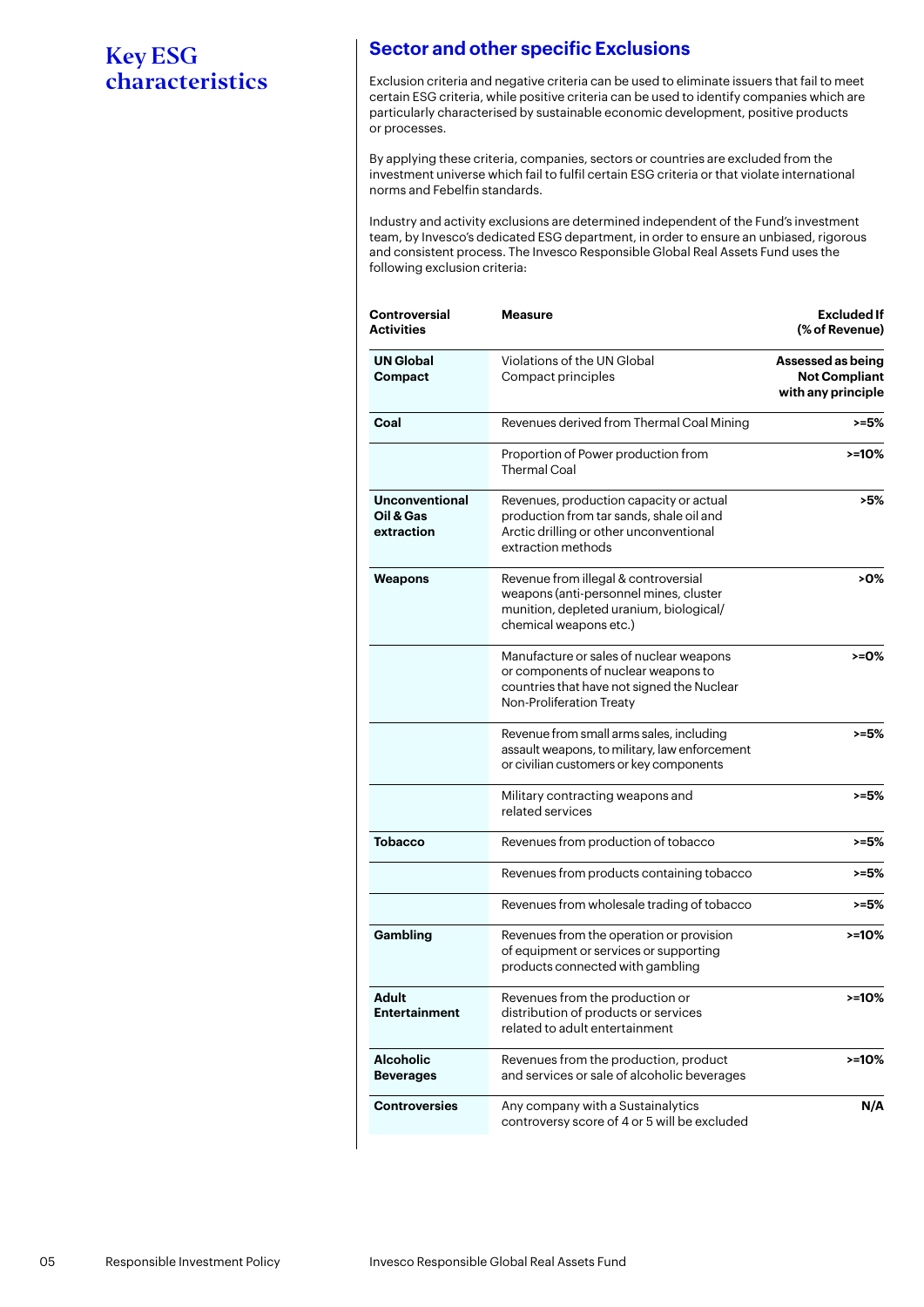# Key ESG characteristics

## Sector and other specific Exclusions

Exclusion criteria and negative criteria can be used to eliminate issuers that fail to meet certain ESG criteria, while positive criteria can be used to identify companies which are particularly characterised by sustainable economic development, positive products or processes.

By applying these criteria, companies, sectors or countries are excluded from the investment universe which fail to fulfil certain ESG criteria or that violate international norms and Febelfin standards.

Industry and activity exclusions are determined independent of the Fund's investment team, by Invesco's dedicated ESG department, in order to ensure an unbiased, rigorous and consistent process. The Invesco Responsible Global Real Assets Fund uses the following exclusion criteria:

| Controversial Activities | Measure | Excluded If (% of Revenue) |
|---|---|---|
| **UN Global Compact** | Violations of the UN Global Compact principles | **Assessed as being Not Compliant with any principle** |
| **Coal** | Revenues derived from Thermal Coal Mining | **>=5%** |
| | Proportion of Power production from Thermal Coal | **>=10%** |
| **Unconventional Oil & Gas extraction** | Revenues, production capacity or actual production from tar sands, shale oil and Arctic drilling or other unconventional extraction methods | **>5%** |
| **Weapons** | Revenue from illegal & controversial weapons (anti-personnel mines, cluster munition, depleted uranium, biological/ chemical weapons etc.) | **>0%** |
| | Manufacture or sales of nuclear weapons or components of nuclear weapons to countries that have not signed the Nuclear Non-Proliferation Treaty | **>=0%** |
| | Revenue from small arms sales, including assault weapons, to military, law enforcement or civilian customers or key components | **>=5%** |
| | Military contracting weapons and related services | **>=5%** |
| **Tobacco** | Revenues from production of tobacco | **>=5%** |
| | Revenues from products containing tobacco | **>=5%** |
| | Revenues from wholesale trading of tobacco | **>=5%** |
| **Gambling** | Revenues from the operation or provision of equipment or services or supporting products connected with gambling | **>=10%** |
| **Adult Entertainment** | Revenues from the production or distribution of products or services related to adult entertainment | **>=10%** |
| **Alcoholic Beverages** | Revenues from the production, product and services or sale of alcoholic beverages | **>=10%** |
| **Controversies** | Any company with a Sustainalytics controversy score of 4 or 5 will be excluded | **N/A** |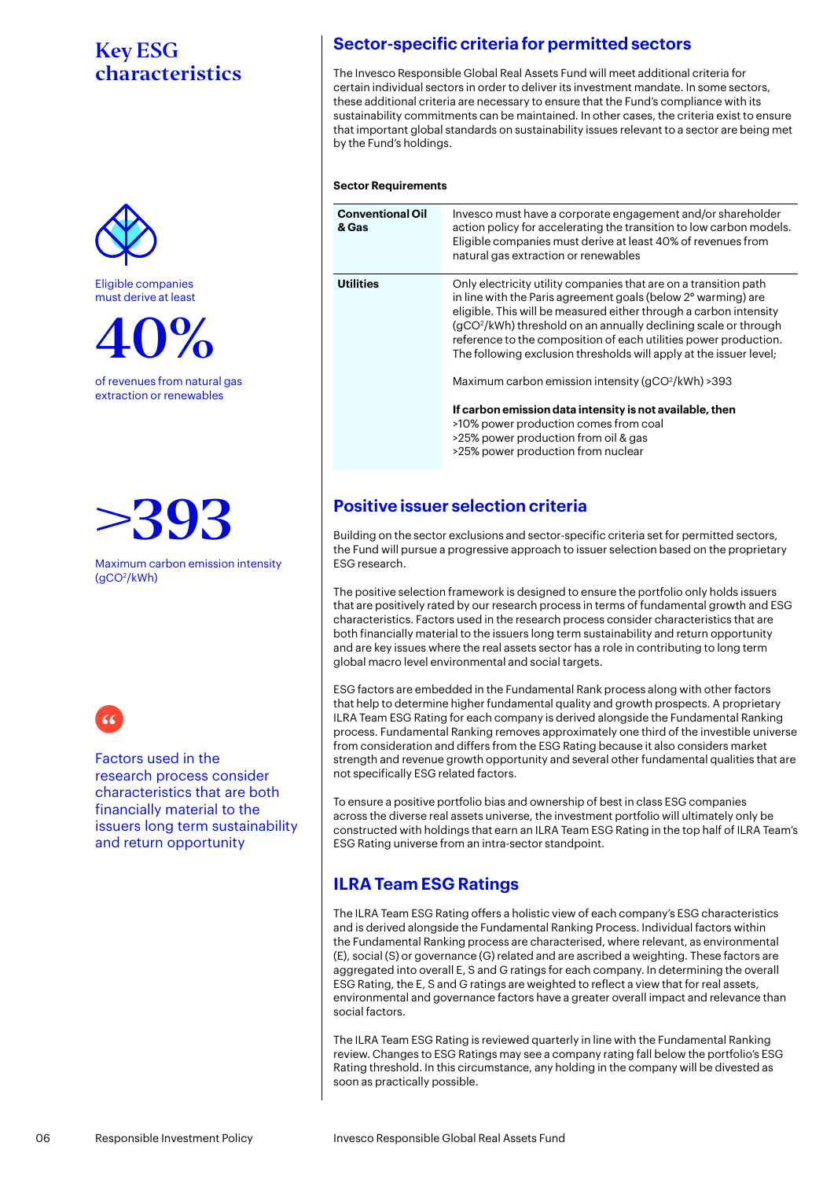# Key ESG characteristics

Eligible companies must derive at least

**40%**

of revenues from natural gas extraction or renewables

**>393**

Maximum carbon emission intensity ($gCO^2/kWh$)

Factors used in the research process consider characteristics that are both financially material to the issuers long term sustainability and return opportunity

## Sector-specific criteria for permitted sectors

The Invesco Responsible Global Real Assets Fund will meet additional criteria for certain individual sectors in order to deliver its investment mandate. In some sectors, these additional criteria are necessary to ensure that the Fund's compliance with its sustainability commitments can be maintained. In other cases, the criteria exist to ensure that important global standards on sustainability issues relevant to a sector are being met by the Fund's holdings.

**Sector Requirements**

| | |
|---|---|
| **Conventional Oil & Gas** | Invesco must have a corporate engagement and/or shareholder action policy for accelerating the transition to low carbon models. Eligible companies must derive at least 40% of revenues from natural gas extraction or renewables |
| **Utilities** | Only electricity utility companies that are on a transition path in line with the Paris agreement goals (below 2° warming) are eligible. This will be measured either through a carbon intensity ($gCO^2/kWh$) threshold on an annually declining scale or through reference to the composition of each utilities power production. The following exclusion thresholds will apply at the issuer level;<br><br>Maximum carbon emission intensity ($gCO^2/kWh$) >393<br><br>**If carbon emission data intensity is not available, then**<br>>10% power production comes from coal<br>>25% power production from oil & gas<br>>25% power production from nuclear |

## Positive issuer selection criteria

Building on the sector exclusions and sector-specific criteria set for permitted sectors, the Fund will pursue a progressive approach to issuer selection based on the proprietary ESG research.

The positive selection framework is designed to ensure the portfolio only holds issuers that are positively rated by our research process in terms of fundamental growth and ESG characteristics. Factors used in the research process consider characteristics that are both financially material to the issuers long term sustainability and return opportunity and are key issues where the real assets sector has a role in contributing to long term global macro level environmental and social targets.

ESG factors are embedded in the Fundamental Rank process along with other factors that help to determine higher fundamental quality and growth prospects. A proprietary ILRA Team ESG Rating for each company is derived alongside the Fundamental Ranking process. Fundamental Ranking removes approximately one third of the investible universe from consideration and differs from the ESG Rating because it also considers market strength and revenue growth opportunity and several other fundamental qualities that are not specifically ESG related factors.

To ensure a positive portfolio bias and ownership of best in class ESG companies across the diverse real assets universe, the investment portfolio will ultimately only be constructed with holdings that earn an ILRA Team ESG Rating in the top half of ILRA Team's ESG Rating universe from an intra-sector standpoint.

## ILRA Team ESG Ratings

The ILRA Team ESG Rating offers a holistic view of each company's ESG characteristics and is derived alongside the Fundamental Ranking Process. Individual factors within the Fundamental Ranking process are characterised, where relevant, as environmental (E), social (S) or governance (G) related and are ascribed a weighting. These factors are aggregated into overall E, S and G ratings for each company. In determining the overall ESG Rating, the E, S and G ratings are weighted to reflect a view that for real assets, environmental and governance factors have a greater overall impact and relevance than social factors.

The ILRA Team ESG Rating is reviewed quarterly in line with the Fundamental Ranking review. Changes to ESG Ratings may see a company rating fall below the portfolio's ESG Rating threshold. In this circumstance, any holding in the company will be divested as soon as practically possible.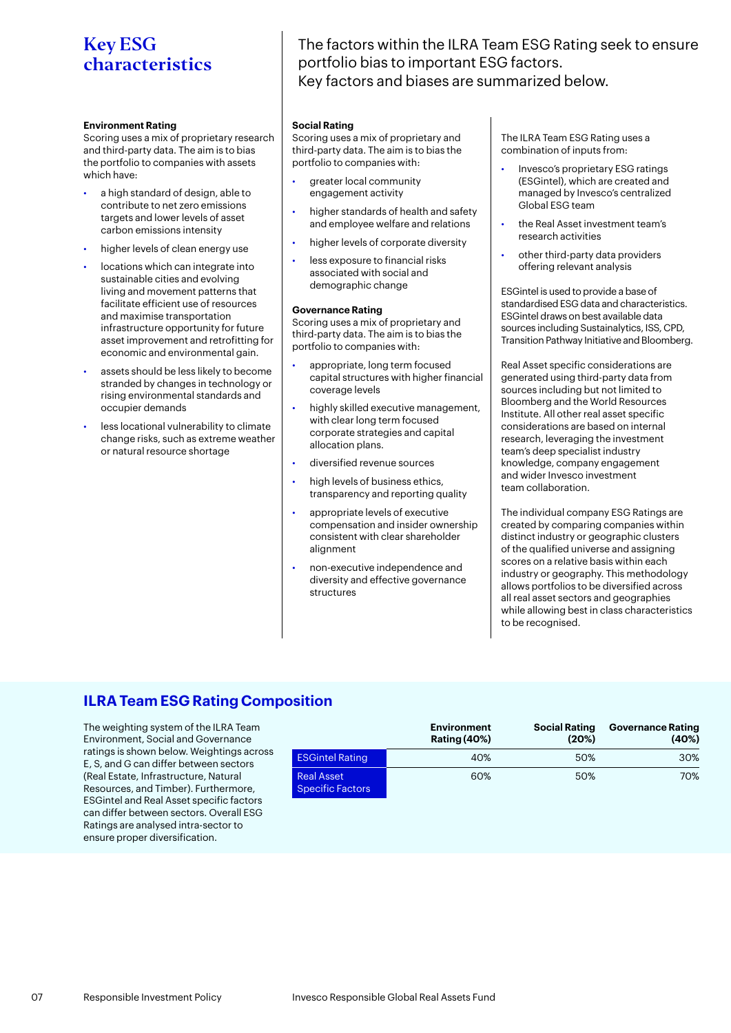# Key ESG characteristics

The factors within the ILRA Team ESG Rating seek to ensure portfolio bias to important ESG factors.
Key factors and biases are summarized below.

**Environment Rating**
Scoring uses a mix of proprietary research and third-party data. The aim is to bias the portfolio to companies with assets which have:

- a high standard of design, able to contribute to net zero emissions targets and lower levels of asset carbon emissions intensity
- higher levels of clean energy use
- locations which can integrate into sustainable cities and evolving living and movement patterns that facilitate efficient use of resources and maximise transportation infrastructure opportunity for future asset improvement and retrofitting for economic and environmental gain.
- assets should be less likely to become stranded by changes in technology or rising environmental standards and occupier demands
- less locational vulnerability to climate change risks, such as extreme weather or natural resource shortage

**Social Rating**
Scoring uses a mix of proprietary and third-party data. The aim is to bias the portfolio to companies with:

- greater local community engagement activity
- higher standards of health and safety and employee welfare and relations
- higher levels of corporate diversity
- less exposure to financial risks associated with social and demographic change

**Governance Rating**
Scoring uses a mix of proprietary and third-party data. The aim is to bias the portfolio to companies with:

- appropriate, long term focused capital structures with higher financial coverage levels
- highly skilled executive management, with clear long term focused corporate strategies and capital allocation plans.
- diversified revenue sources
- high levels of business ethics, transparency and reporting quality
- appropriate levels of executive compensation and insider ownership consistent with clear shareholder alignment
- non-executive independence and diversity and effective governance structures

The ILRA Team ESG Rating uses a combination of inputs from:

- Invesco's proprietary ESG ratings (ESGintel), which are created and managed by Invesco's centralized Global ESG team
- the Real Asset investment team's research activities
- other third-party data providers offering relevant analysis

ESGintel is used to provide a base of standardised ESG data and characteristics. ESGintel draws on best available data sources including Sustainalytics, ISS, CPD, Transition Pathway Initiative and Bloomberg.

Real Asset specific considerations are generated using third-party data from sources including but not limited to Bloomberg and the World Resources Institute. All other real asset specific considerations are based on internal research, leveraging the investment team's deep specialist industry knowledge, company engagement and wider Invesco investment team collaboration.

The individual company ESG Ratings are created by comparing companies within distinct industry or geographic clusters of the qualified universe and assigning scores on a relative basis within each industry or geography. This methodology allows portfolios to be diversified across all real asset sectors and geographies while allowing best in class characteristics to be recognised.

## ILRA Team ESG Rating Composition

The weighting system of the ILRA Team Environment, Social and Governance ratings is shown below. Weightings across E, S, and G can differ between sectors (Real Estate, Infrastructure, Natural Resources, and Timber). Furthermore, ESGintel and Real Asset specific factors can differ between sectors. Overall ESG Ratings are analysed intra-sector to ensure proper diversification.

| | Environment Rating (40%) | Social Rating (20%) | Governance Rating (40%) |
|---|---|---|---|
| ESGintel Rating | 40% | 50% | 30% |
| Real Asset Specific Factors | 60% | 50% | 70% |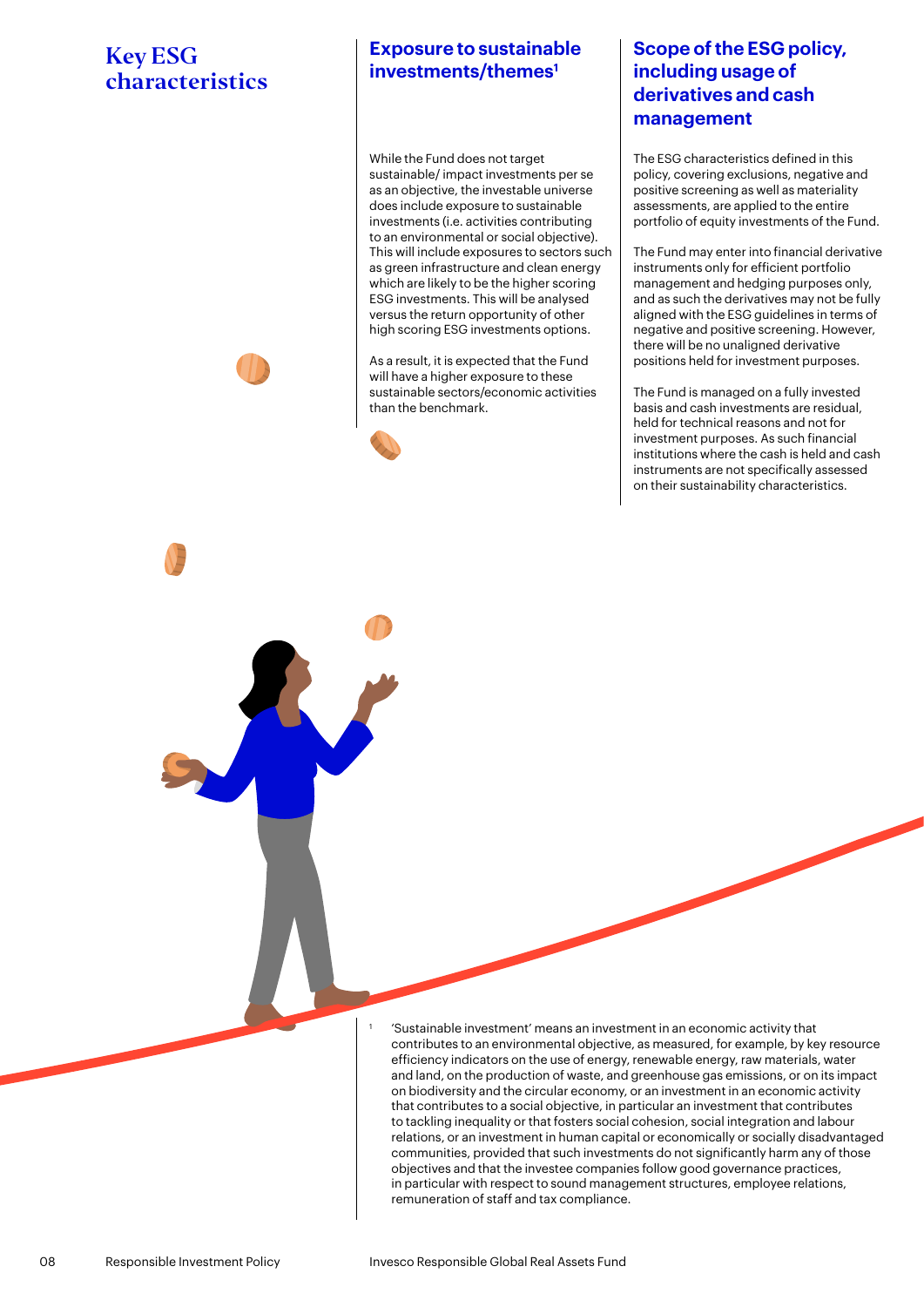# Key ESG characteristics

## Exposure to sustainable investments/themes[1]

While the Fund does not target sustainable/ impact investments per se as an objective, the investable universe does include exposure to sustainable investments (i.e. activities contributing to an environmental or social objective). This will include exposures to sectors such as green infrastructure and clean energy which are likely to be the higher scoring ESG investments. This will be analysed versus the return opportunity of other high scoring ESG investments options.

As a result, it is expected that the Fund will have a higher exposure to these sustainable sectors/economic activities than the benchmark.

## Scope of the ESG policy, including usage of derivatives and cash management

The ESG characteristics defined in this policy, covering exclusions, negative and positive screening as well as materiality assessments, are applied to the entire portfolio of equity investments of the Fund.

The Fund may enter into financial derivative instruments only for efficient portfolio management and hedging purposes only, and as such the derivatives may not be fully aligned with the ESG guidelines in terms of negative and positive screening. However, there will be no unaligned derivative positions held for investment purposes.

The Fund is managed on a fully invested basis and cash investments are residual, held for technical reasons and not for investment purposes. As such financial institutions where the cash is held and cash instruments are not specifically assessed on their sustainability characteristics.

[1] 'Sustainable investment' means an investment in an economic activity that contributes to an environmental objective, as measured, for example, by key resource efficiency indicators on the use of energy, renewable energy, raw materials, water and land, on the production of waste, and greenhouse gas emissions, or on its impact on biodiversity and the circular economy, or an investment in an economic activity that contributes to a social objective, in particular an investment that contributes to tackling inequality or that fosters social cohesion, social integration and labour relations, or an investment in human capital or economically or socially disadvantaged communities, provided that such investments do not significantly harm any of those objectives and that the investee companies follow good governance practices, in particular with respect to sound management structures, employee relations, remuneration of staff and tax compliance.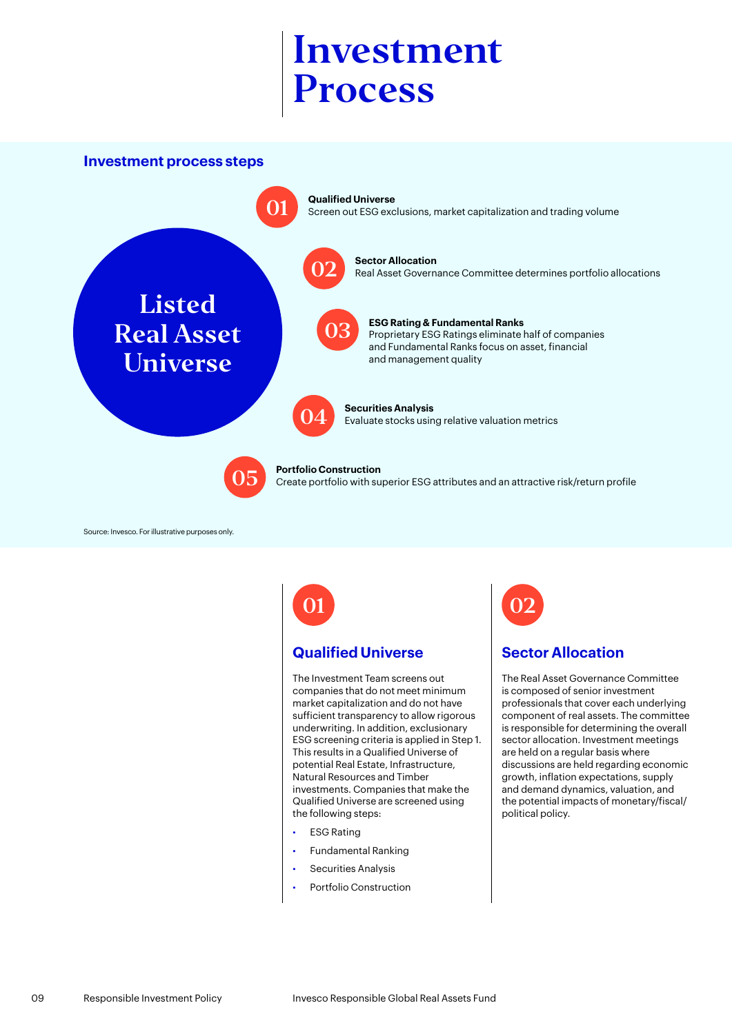# Investment Process

### Investment process steps

**Listed Real Asset Universe**

**01 Qualified Universe**
Screen out ESG exclusions, market capitalization and trading volume

**02 Sector Allocation**
Real Asset Governance Committee determines portfolio allocations

**03 ESG Rating & Fundamental Ranks**
Proprietary ESG Ratings eliminate half of companies and Fundamental Ranks focus on asset, financial and management quality

**04 Securities Analysis**
Evaluate stocks using relative valuation metrics

**05 Portfolio Construction**
Create portfolio with superior ESG attributes and an attractive risk/return profile

Source: Invesco. For illustrative purposes only.

## 01 Qualified Universe

The Investment Team screens out companies that do not meet minimum market capitalization and do not have sufficient transparency to allow rigorous underwriting. In addition, exclusionary ESG screening criteria is applied in Step 1. This results in a Qualified Universe of potential Real Estate, Infrastructure, Natural Resources and Timber investments. Companies that make the Qualified Universe are screened using the following steps:

- ESG Rating
- Fundamental Ranking
- Securities Analysis
- Portfolio Construction

## 02 Sector Allocation

The Real Asset Governance Committee is composed of senior investment professionals that cover each underlying component of real assets. The committee is responsible for determining the overall sector allocation. Investment meetings are held on a regular basis where discussions are held regarding economic growth, inflation expectations, supply and demand dynamics, valuation, and the potential impacts of monetary/fiscal/political policy.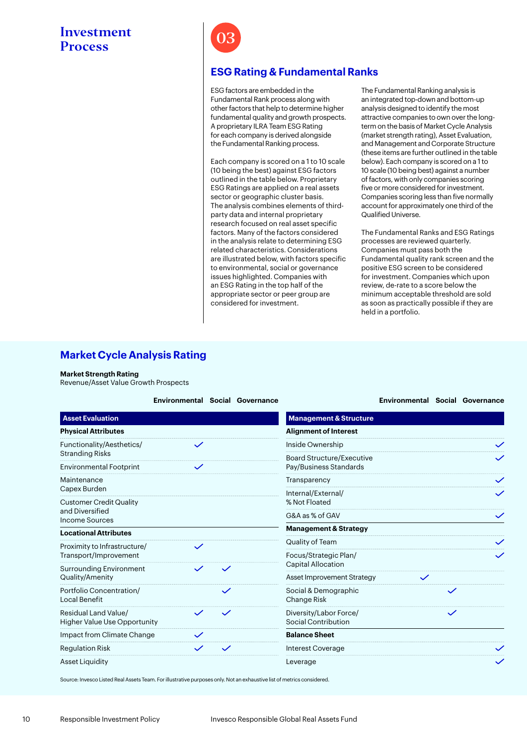# Investment Process

## 03

## ESG Rating & Fundamental Ranks

ESG factors are embedded in the Fundamental Rank process along with other factors that help to determine higher fundamental quality and growth prospects. A proprietary ILRA Team ESG Rating for each company is derived alongside the Fundamental Ranking process.

Each company is scored on a 1 to 10 scale (10 being the best) against ESG factors outlined in the table below. Proprietary ESG Ratings are applied on a real assets sector or geographic cluster basis. The analysis combines elements of third-party data and internal proprietary research focused on real asset specific factors. Many of the factors considered in the analysis relate to determining ESG related characteristics. Considerations are illustrated below, with factors specific to environmental, social or governance issues highlighted. Companies with an ESG Rating in the top half of the appropriate sector or peer group are considered for investment.

The Fundamental Ranking analysis is an integrated top-down and bottom-up analysis designed to identify the most attractive companies to own over the long-term on the basis of Market Cycle Analysis (market strength rating), Asset Evaluation, and Management and Corporate Structure (these items are further outlined in the table below). Each company is scored on a 1 to 10 scale (10 being best) against a number of factors, with only companies scoring five or more considered for investment. Companies scoring less than five normally account for approximately one third of the Qualified Universe.

The Fundamental Ranks and ESG Ratings processes are reviewed quarterly. Companies must pass both the Fundamental quality rank screen and the positive ESG screen to be considered for investment. Companies which upon review, de-rate to a score below the minimum acceptable threshold are sold as soon as practically possible if they are held in a portfolio.

## Market Cycle Analysis Rating

**Market Strength Rating**
Revenue/Asset Value Growth Prospects

| Asset Evaluation | Environmental | Social | Governance |
|---|---|---|---|
| **Physical Attributes** | | | |
| Functionality/Aesthetics/ Stranding Risks | ✓ | | |
| Environmental Footprint | ✓ | | |
| Maintenance Capex Burden | | | |
| Customer Credit Quality and Diversified Income Sources | | | |
| **Locational Attributes** | | | |
| Proximity to Infrastructure/ Transport/Improvement | ✓ | | |
| Surrounding Environment Quality/Amenity | ✓ | ✓ | |
| Portfolio Concentration/ Local Benefit | | ✓ | |
| Residual Land Value/ Higher Value Use Opportunity | ✓ | ✓ | |
| Impact from Climate Change | ✓ | | |
| Regulation Risk | ✓ | ✓ | |
| Asset Liquidity | | | |

| Management & Structure | Environmental | Social | Governance |
|---|---|---|---|
| **Alignment of Interest** | | | |
| Inside Ownership | | | ✓ |
| Board Structure/Executive Pay/Business Standards | | | ✓ |
| Transparency | | | ✓ |
| Internal/External/ % Not Floated | | | ✓ |
| G&A as % of GAV | | | ✓ |
| **Management & Strategy** | | | |
| Quality of Team | | | ✓ |
| Focus/Strategic Plan/ Capital Allocation | | | ✓ |
| Asset Improvement Strategy | ✓ | | |
| Social & Demographic Change Risk | | ✓ | |
| Diversity/Labor Force/ Social Contribution | | ✓ | |
| **Balance Sheet** | | | |
| Interest Coverage | | | ✓ |
| Leverage | | | ✓ |

Source: Invesco Listed Real Assets Team. For illustrative purposes only. Not an exhaustive list of metrics considered.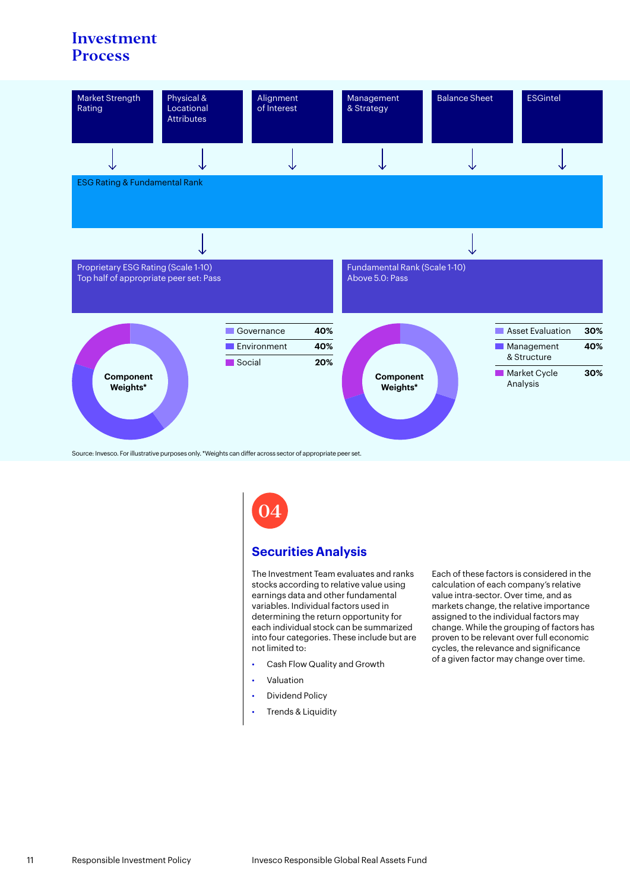# Investment Process

Market Strength Rating | Physical & Locational Attributes | Alignment of Interest | Management & Strategy | Balance Sheet | ESGintel

↓

ESG Rating & Fundamental Rank

↓

**Proprietary ESG Rating (Scale 1-10)**
Top half of appropriate peer set: Pass

Component Weights*

| Component | Weight |
|---|---|
| Governance | 40% |
| Environment | 40% |
| Social | 20% |

**Fundamental Rank (Scale 1-10)**
Above 5.0: Pass

Component Weights*

| Component | Weight |
|---|---|
| Asset Evaluation | 30% |
| Management & Structure | 40% |
| Market Cycle Analysis | 30% |

Source: Invesco. For illustrative purposes only. *Weights can differ across sector of appropriate peer set.

04

## Securities Analysis

The Investment Team evaluates and ranks stocks according to relative value using earnings data and other fundamental variables. Individual factors used in determining the return opportunity for each individual stock can be summarized into four categories. These include but are not limited to:

- Cash Flow Quality and Growth
- Valuation
- Dividend Policy
- Trends & Liquidity

Each of these factors is considered in the calculation of each company's relative value intra-sector. Over time, and as markets change, the relative importance assigned to the individual factors may change. While the grouping of factors has proven to be relevant over full economic cycles, the relevance and significance of a given factor may change over time.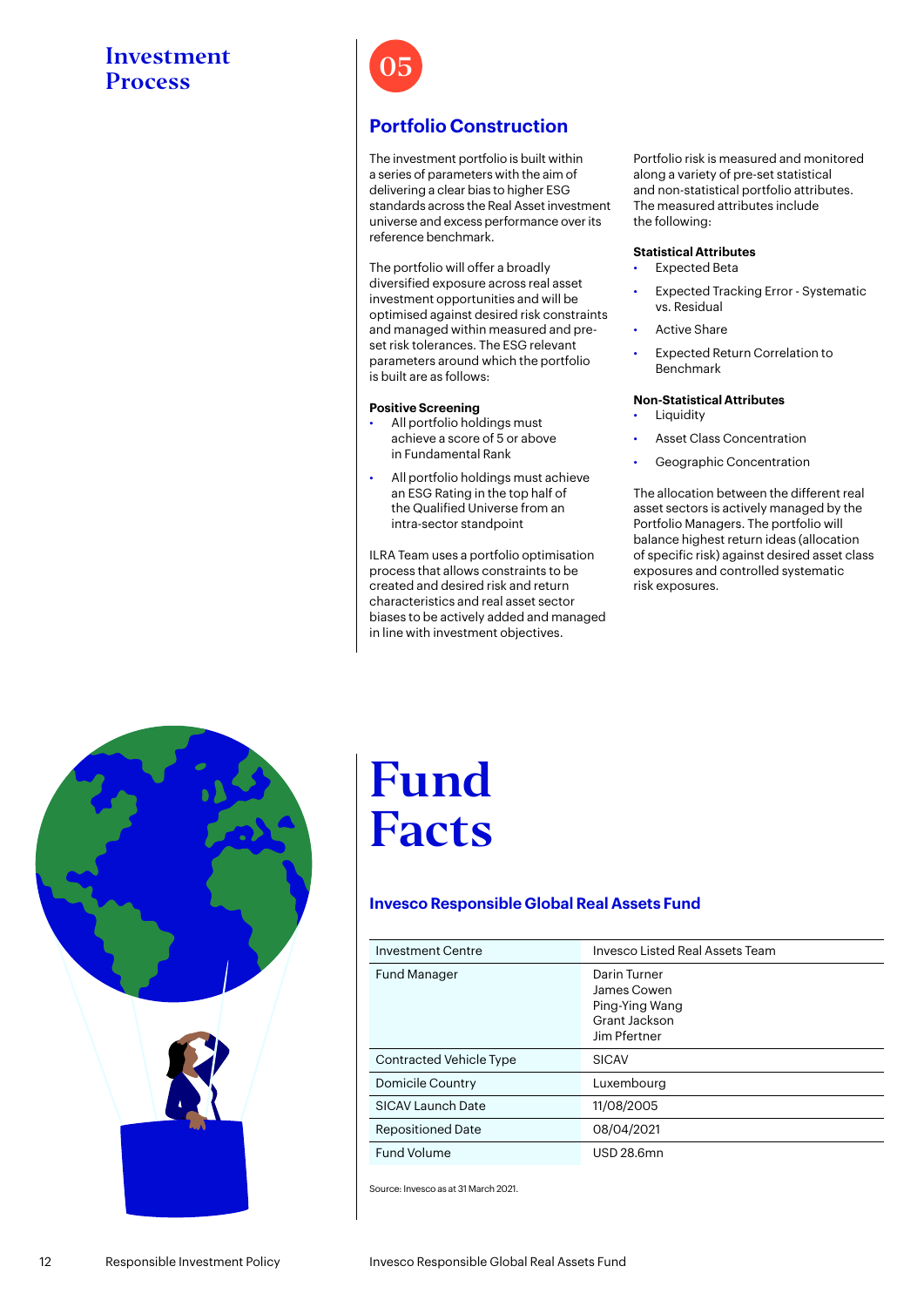# Investment Process

## 05

## Portfolio Construction

The investment portfolio is built within a series of parameters with the aim of delivering a clear bias to higher ESG standards across the Real Asset investment universe and excess performance over its reference benchmark.

The portfolio will offer a broadly diversified exposure across real asset investment opportunities and will be optimised against desired risk constraints and managed within measured and pre-set risk tolerances. The ESG relevant parameters around which the portfolio is built are as follows:

**Positive Screening**

- All portfolio holdings must achieve a score of 5 or above in Fundamental Rank
- All portfolio holdings must achieve an ESG Rating in the top half of the Qualified Universe from an intra-sector standpoint

ILRA Team uses a portfolio optimisation process that allows constraints to be created and desired risk and return characteristics and real asset sector biases to be actively added and managed in line with investment objectives.

Portfolio risk is measured and monitored along a variety of pre-set statistical and non-statistical portfolio attributes. The measured attributes include the following:

**Statistical Attributes**

- Expected Beta
- Expected Tracking Error - Systematic vs. Residual
- Active Share
- Expected Return Correlation to Benchmark

**Non-Statistical Attributes**

- Liquidity
- Asset Class Concentration
- Geographic Concentration

The allocation between the different real asset sectors is actively managed by the Portfolio Managers. The portfolio will balance highest return ideas (allocation of specific risk) against desired asset class exposures and controlled systematic risk exposures.

# Fund Facts

## Invesco Responsible Global Real Assets Fund

| | |
|---|---|
| Investment Centre | Invesco Listed Real Assets Team |
| Fund Manager | Darin Turner<br>James Cowen<br>Ping-Ying Wang<br>Grant Jackson<br>Jim Pfertner |
| Contracted Vehicle Type | SICAV |
| Domicile Country | Luxembourg |
| SICAV Launch Date | 11/08/2005 |
| Repositioned Date | 08/04/2021 |
| Fund Volume | USD 28.6mn |

Source: Invesco as at 31 March 2021.